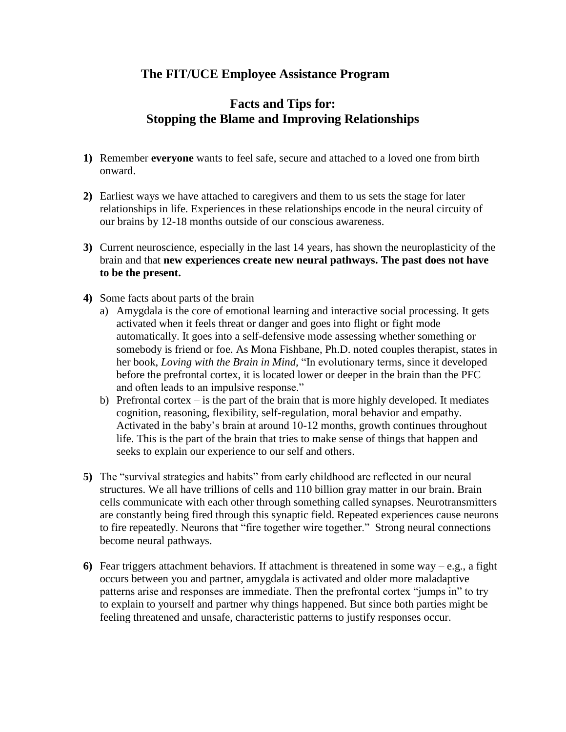# The FIT/UCE Employee Assistance Program

## Facts and Tips for: Stopping the Blame and Improving Relationships

**1)** Remember **everyone** wants to feel safe, secure and attached to a loved one from birth onward.

**2)** Earliest ways we have attached to caregivers and them to us sets the stage for later relationships in life. Experiences in these relationships encode in the neural circuity of our brains by 12-18 months outside of our conscious awareness.

**3)** Current neuroscience, especially in the last 14 years, has shown the neuroplasticity of the brain and that **new experiences create new neural pathways. The past does not have to be the present.**

**4)** Some facts about parts of the brain

a) Amygdala is the core of emotional learning and interactive social processing. It gets activated when it feels threat or danger and goes into flight or fight mode automatically. It goes into a self-defensive mode assessing whether something or somebody is friend or foe. As Mona Fishbane, Ph.D. noted couples therapist, states in her book, *Loving with the Brain in Mind,* "In evolutionary terms, since it developed before the prefrontal cortex, it is located lower or deeper in the brain than the PFC and often leads to an impulsive response."

b) Prefrontal cortex – is the part of the brain that is more highly developed. It mediates cognition, reasoning, flexibility, self-regulation, moral behavior and empathy. Activated in the baby's brain at around 10-12 months, growth continues throughout life. This is the part of the brain that tries to make sense of things that happen and seeks to explain our experience to our self and others.

**5)** The "survival strategies and habits" from early childhood are reflected in our neural structures. We all have trillions of cells and 110 billion gray matter in our brain. Brain cells communicate with each other through something called synapses. Neurotransmitters are constantly being fired through this synaptic field. Repeated experiences cause neurons to fire repeatedly. Neurons that "fire together wire together." Strong neural connections become neural pathways.

**6)** Fear triggers attachment behaviors. If attachment is threatened in some way – e.g., a fight occurs between you and partner, amygdala is activated and older more maladaptive patterns arise and responses are immediate. Then the prefrontal cortex "jumps in" to try to explain to yourself and partner why things happened. But since both parties might be feeling threatened and unsafe, characteristic patterns to justify responses occur.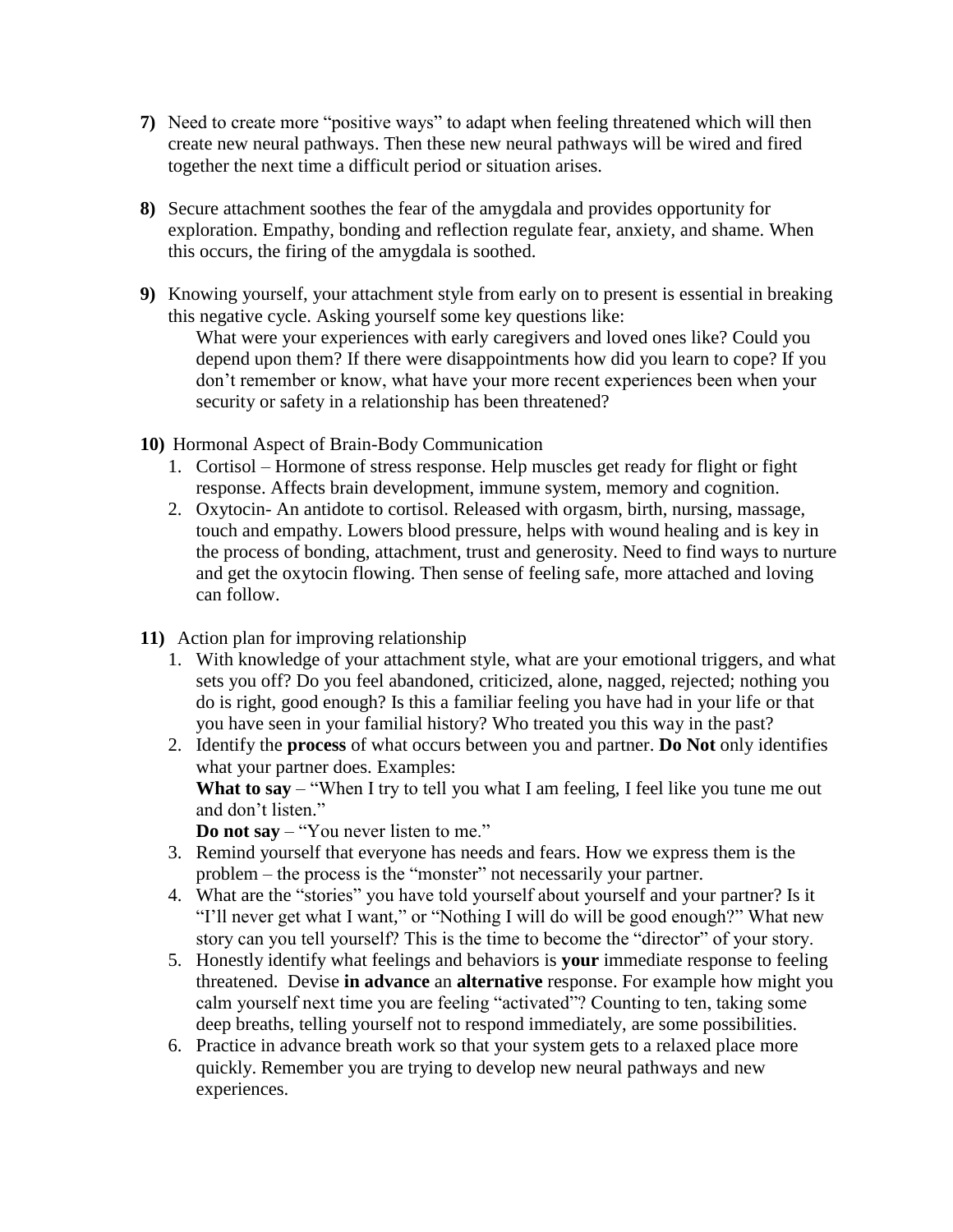**7)** Need to create more "positive ways" to adapt when feeling threatened which will then create new neural pathways. Then these new neural pathways will be wired and fired together the next time a difficult period or situation arises.

**8)** Secure attachment soothes the fear of the amygdala and provides opportunity for exploration. Empathy, bonding and reflection regulate fear, anxiety, and shame. When this occurs, the firing of the amygdala is soothed.

**9)** Knowing yourself, your attachment style from early on to present is essential in breaking this negative cycle. Asking yourself some key questions like:

> What were your experiences with early caregivers and loved ones like? Could you depend upon them? If there were disappointments how did you learn to cope? If you don't remember or know, what have your more recent experiences been when your security or safety in a relationship has been threatened?

**10)** Hormonal Aspect of Brain-Body Communication

1. Cortisol – Hormone of stress response. Help muscles get ready for flight or fight response. Affects brain development, immune system, memory and cognition.
2. Oxytocin- An antidote to cortisol. Released with orgasm, birth, nursing, massage, touch and empathy. Lowers blood pressure, helps with wound healing and is key in the process of bonding, attachment, trust and generosity. Need to find ways to nurture and get the oxytocin flowing. Then sense of feeling safe, more attached and loving can follow.

**11)** Action plan for improving relationship

1. With knowledge of your attachment style, what are your emotional triggers, and what sets you off? Do you feel abandoned, criticized, alone, nagged, rejected; nothing you do is right, good enough? Is this a familiar feeling you have had in your life or that you have seen in your familial history? Who treated you this way in the past?
2. Identify the **process** of what occurs between you and partner. **Do Not** only identifies what your partner does. Examples:
   **What to say** – "When I try to tell you what I am feeling, I feel like you tune me out and don't listen."
   **Do not say** – "You never listen to me."
3. Remind yourself that everyone has needs and fears. How we express them is the problem – the process is the "monster" not necessarily your partner.
4. What are the "stories" you have told yourself about yourself and your partner? Is it "I'll never get what I want," or "Nothing I will do will be good enough?" What new story can you tell yourself? This is the time to become the "director" of your story.
5. Honestly identify what feelings and behaviors is **your** immediate response to feeling threatened. Devise **in advance** an **alternative** response. For example how might you calm yourself next time you are feeling "activated"? Counting to ten, taking some deep breaths, telling yourself not to respond immediately, are some possibilities.
6. Practice in advance breath work so that your system gets to a relaxed place more quickly. Remember you are trying to develop new neural pathways and new experiences.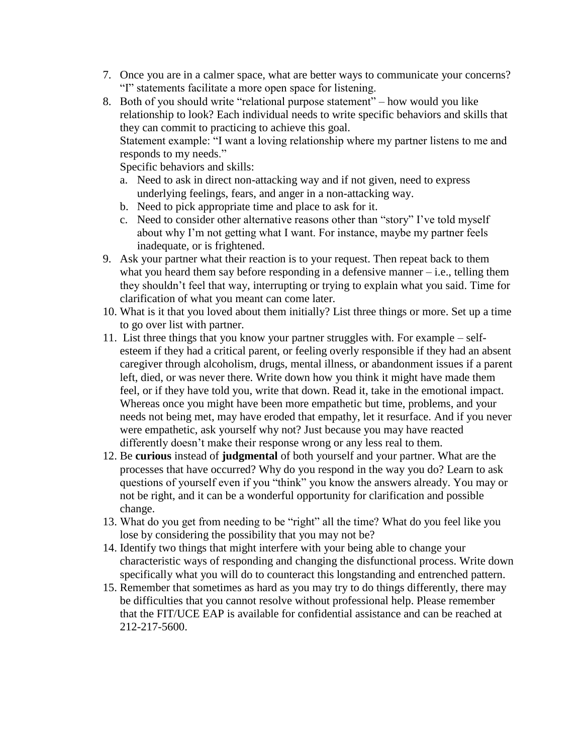7. Once you are in a calmer space, what are better ways to communicate your concerns? "I" statements facilitate a more open space for listening.
8. Both of you should write "relational purpose statement" – how would you like relationship to look? Each individual needs to write specific behaviors and skills that they can commit to practicing to achieve this goal.
   Statement example: "I want a loving relationship where my partner listens to me and responds to my needs."
   Specific behaviors and skills:
   a. Need to ask in direct non-attacking way and if not given, need to express underlying feelings, fears, and anger in a non-attacking way.
   b. Need to pick appropriate time and place to ask for it.
   c. Need to consider other alternative reasons other than "story" I've told myself about why I'm not getting what I want. For instance, maybe my partner feels inadequate, or is frightened.
9. Ask your partner what their reaction is to your request. Then repeat back to them what you heard them say before responding in a defensive manner – i.e., telling them they shouldn't feel that way, interrupting or trying to explain what you said. Time for clarification of what you meant can come later.
10. What is it that you loved about them initially? List three things or more. Set up a time to go over list with partner.
11. List three things that you know your partner struggles with. For example – self-esteem if they had a critical parent, or feeling overly responsible if they had an absent caregiver through alcoholism, drugs, mental illness, or abandonment issues if a parent left, died, or was never there. Write down how you think it might have made them feel, or if they have told you, write that down. Read it, take in the emotional impact. Whereas once you might have been more empathetic but time, problems, and your needs not being met, may have eroded that empathy, let it resurface. And if you never were empathetic, ask yourself why not? Just because you may have reacted differently doesn't make their response wrong or any less real to them.
12. Be **curious** instead of **judgmental** of both yourself and your partner. What are the processes that have occurred? Why do you respond in the way you do? Learn to ask questions of yourself even if you "think" you know the answers already. You may or not be right, and it can be a wonderful opportunity for clarification and possible change.
13. What do you get from needing to be "right" all the time? What do you feel like you lose by considering the possibility that you may not be?
14. Identify two things that might interfere with your being able to change your characteristic ways of responding and changing the disfunctional process. Write down specifically what you will do to counteract this longstanding and entrenched pattern.
15. Remember that sometimes as hard as you may try to do things differently, there may be difficulties that you cannot resolve without professional help. Please remember that the FIT/UCE EAP is available for confidential assistance and can be reached at 212-217-5600.